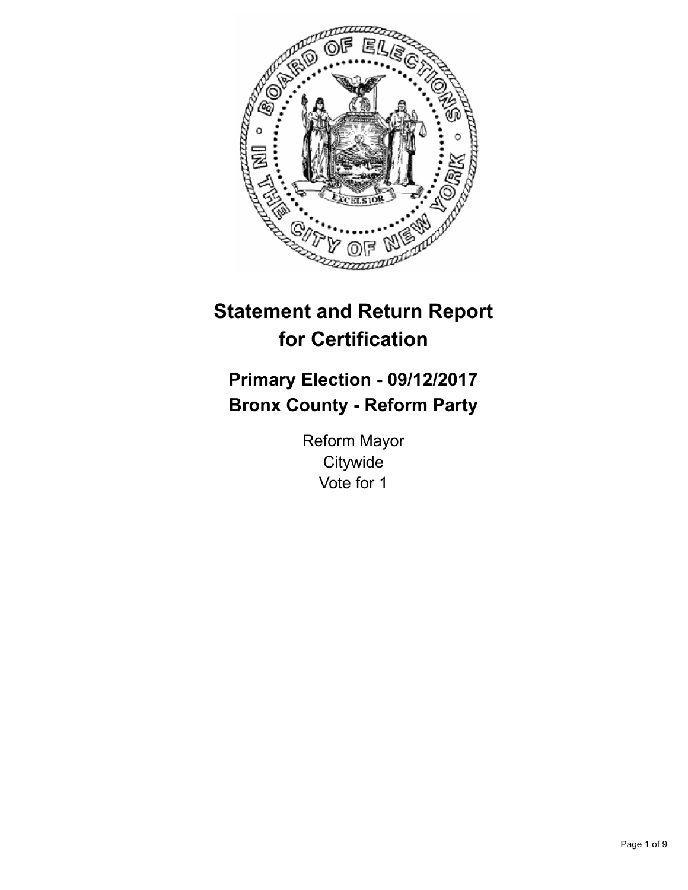# Statement and Return Report for Certification

## Primary Election - 09/12/2017
## Bronx County - Reform Party

Reform Mayor
Citywide
Vote for 1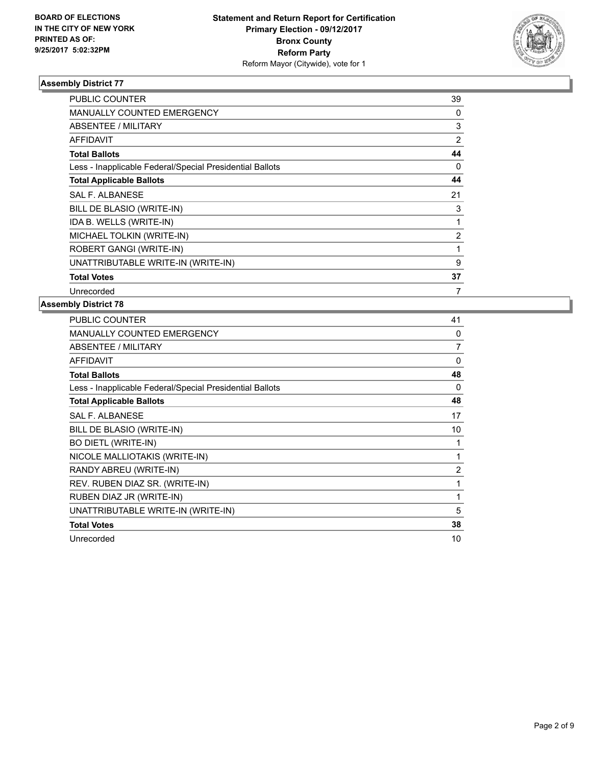BOARD OF ELECTIONS
IN THE CITY OF NEW YORK
PRINTED AS OF:
9/25/2017 5:02:32PM

**Statement and Return Report for Certification**
**Primary Election - 09/12/2017**
**Bronx County**
**Reform Party**
Reform Mayor (Citywide), vote for 1

## Assembly District 77

| | |
|---|---|
| PUBLIC COUNTER | 39 |
| MANUALLY COUNTED EMERGENCY | 0 |
| ABSENTEE / MILITARY | 3 |
| AFFIDAVIT | 2 |
| **Total Ballots** | **44** |
| Less - Inapplicable Federal/Special Presidential Ballots | 0 |
| **Total Applicable Ballots** | **44** |
| SAL F. ALBANESE | 21 |
| BILL DE BLASIO (WRITE-IN) | 3 |
| IDA B. WELLS (WRITE-IN) | 1 |
| MICHAEL TOLKIN (WRITE-IN) | 2 |
| ROBERT GANGI (WRITE-IN) | 1 |
| UNATTRIBUTABLE WRITE-IN (WRITE-IN) | 9 |
| **Total Votes** | **37** |
| Unrecorded | 7 |

## Assembly District 78

| | |
|---|---|
| PUBLIC COUNTER | 41 |
| MANUALLY COUNTED EMERGENCY | 0 |
| ABSENTEE / MILITARY | 7 |
| AFFIDAVIT | 0 |
| **Total Ballots** | **48** |
| Less - Inapplicable Federal/Special Presidential Ballots | 0 |
| **Total Applicable Ballots** | **48** |
| SAL F. ALBANESE | 17 |
| BILL DE BLASIO (WRITE-IN) | 10 |
| BO DIETL (WRITE-IN) | 1 |
| NICOLE MALLIOTAKIS (WRITE-IN) | 1 |
| RANDY ABREU (WRITE-IN) | 2 |
| REV. RUBEN DIAZ SR. (WRITE-IN) | 1 |
| RUBEN DIAZ JR (WRITE-IN) | 1 |
| UNATTRIBUTABLE WRITE-IN (WRITE-IN) | 5 |
| **Total Votes** | **38** |
| Unrecorded | 10 |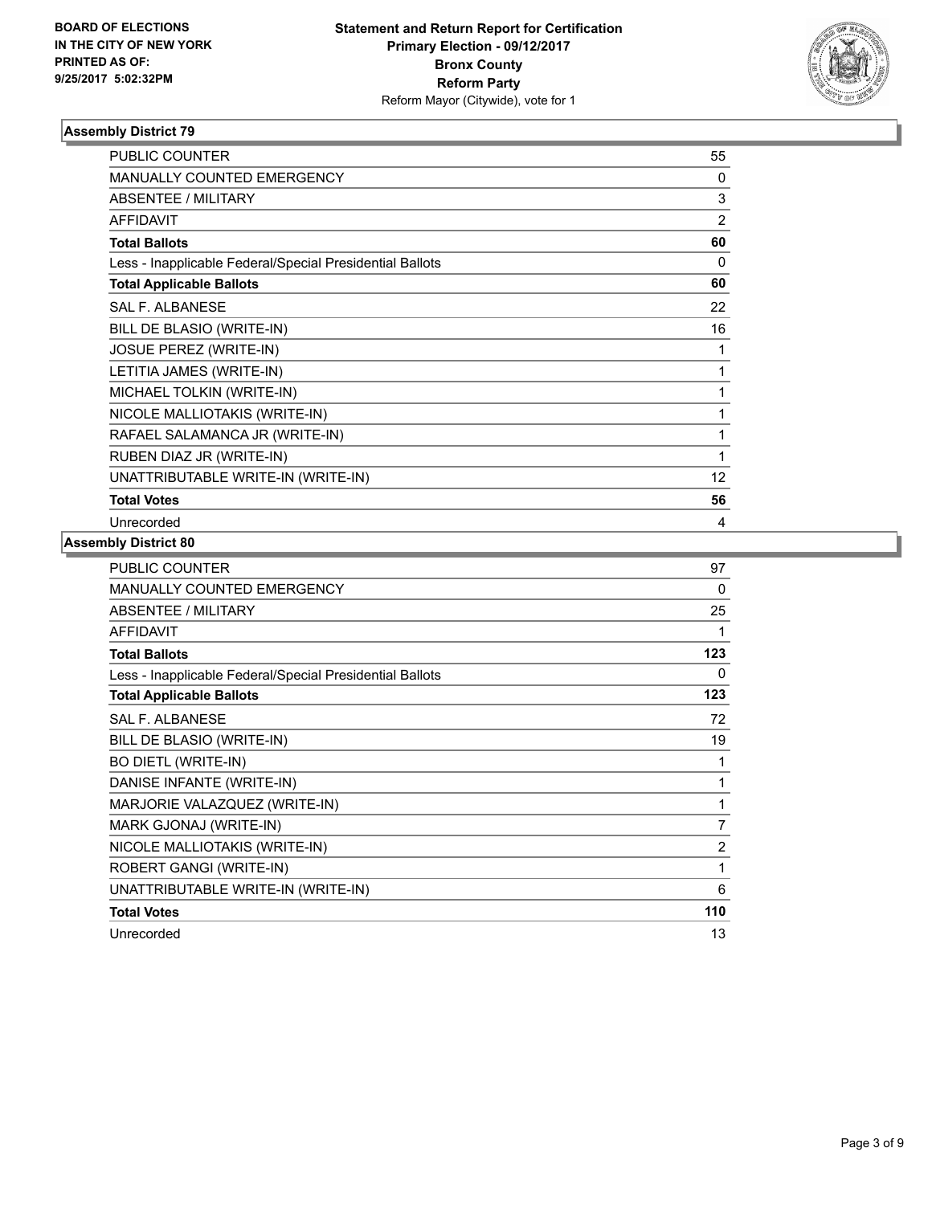**BOARD OF ELECTIONS IN THE CITY OF NEW YORK PRINTED AS OF: 9/25/2017 5:02:32PM**

**Statement and Return Report for Certification Primary Election - 09/12/2017 Bronx County Reform Party**
Reform Mayor (Citywide), vote for 1

### Assembly District 79

| | |
|---|---|
| PUBLIC COUNTER | 55 |
| MANUALLY COUNTED EMERGENCY | 0 |
| ABSENTEE / MILITARY | 3 |
| AFFIDAVIT | 2 |
| **Total Ballots** | **60** |
| Less - Inapplicable Federal/Special Presidential Ballots | 0 |
| **Total Applicable Ballots** | **60** |
| SAL F. ALBANESE | 22 |
| BILL DE BLASIO (WRITE-IN) | 16 |
| JOSUE PEREZ (WRITE-IN) | 1 |
| LETITIA JAMES (WRITE-IN) | 1 |
| MICHAEL TOLKIN (WRITE-IN) | 1 |
| NICOLE MALLIOTAKIS (WRITE-IN) | 1 |
| RAFAEL SALAMANCA JR (WRITE-IN) | 1 |
| RUBEN DIAZ JR (WRITE-IN) | 1 |
| UNATTRIBUTABLE WRITE-IN (WRITE-IN) | 12 |
| **Total Votes** | **56** |
| Unrecorded | 4 |

### Assembly District 80

| | |
|---|---|
| PUBLIC COUNTER | 97 |
| MANUALLY COUNTED EMERGENCY | 0 |
| ABSENTEE / MILITARY | 25 |
| AFFIDAVIT | 1 |
| **Total Ballots** | **123** |
| Less - Inapplicable Federal/Special Presidential Ballots | 0 |
| **Total Applicable Ballots** | **123** |
| SAL F. ALBANESE | 72 |
| BILL DE BLASIO (WRITE-IN) | 19 |
| BO DIETL (WRITE-IN) | 1 |
| DANISE INFANTE (WRITE-IN) | 1 |
| MARJORIE VALAZQUEZ (WRITE-IN) | 1 |
| MARK GJONAJ (WRITE-IN) | 7 |
| NICOLE MALLIOTAKIS (WRITE-IN) | 2 |
| ROBERT GANGI (WRITE-IN) | 1 |
| UNATTRIBUTABLE WRITE-IN (WRITE-IN) | 6 |
| **Total Votes** | **110** |
| Unrecorded | 13 |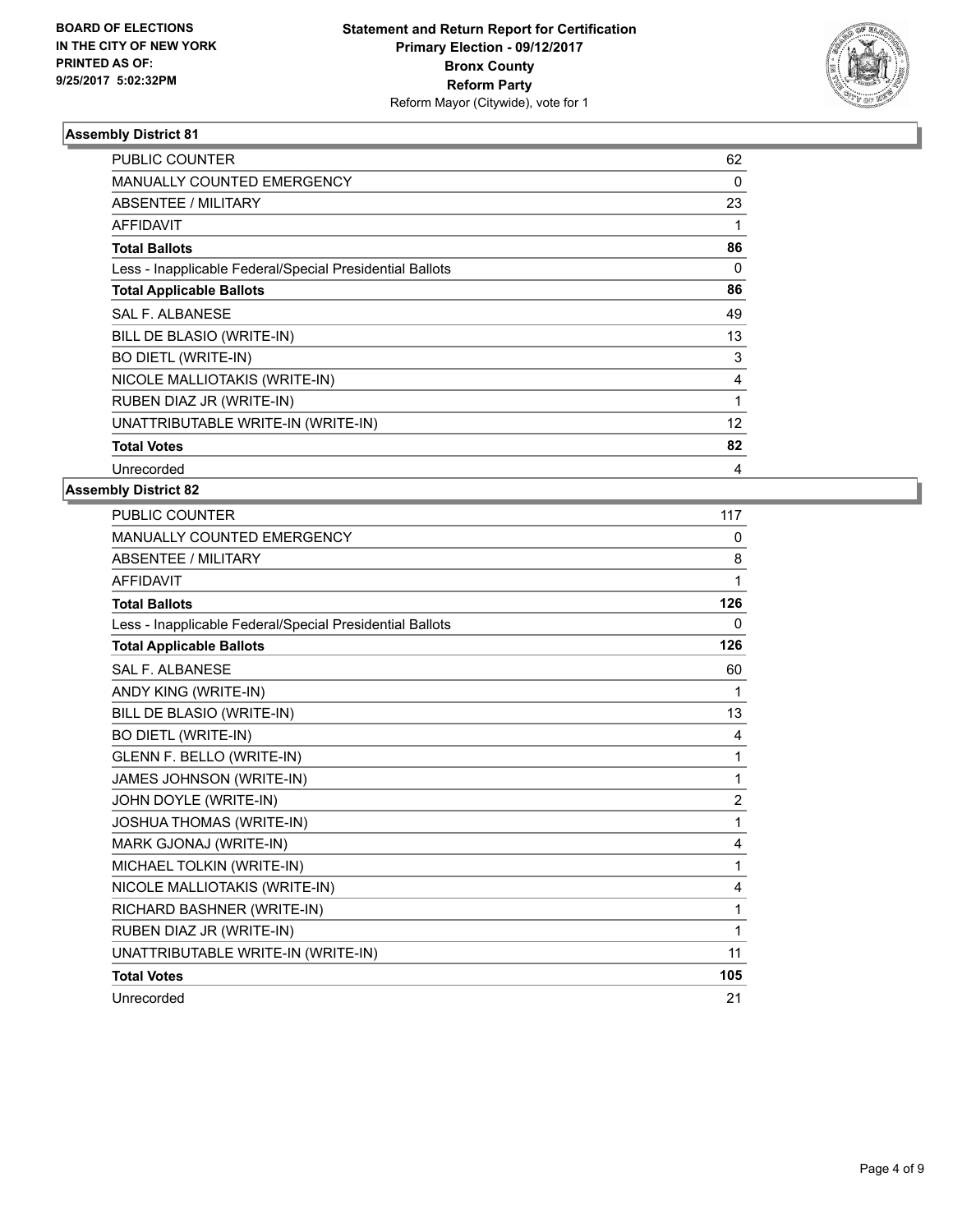BOARD OF ELECTIONS
IN THE CITY OF NEW YORK
PRINTED AS OF:
9/25/2017 5:02:32PM

**Statement and Return Report for Certification**
**Primary Election - 09/12/2017**
**Bronx County**
**Reform Party**
Reform Mayor (Citywide), vote for 1

## Assembly District 81

| | |
|---|---|
| PUBLIC COUNTER | 62 |
| MANUALLY COUNTED EMERGENCY | 0 |
| ABSENTEE / MILITARY | 23 |
| AFFIDAVIT | 1 |
| **Total Ballots** | **86** |
| Less - Inapplicable Federal/Special Presidential Ballots | 0 |
| **Total Applicable Ballots** | **86** |
| SAL F. ALBANESE | 49 |
| BILL DE BLASIO (WRITE-IN) | 13 |
| BO DIETL (WRITE-IN) | 3 |
| NICOLE MALLIOTAKIS (WRITE-IN) | 4 |
| RUBEN DIAZ JR (WRITE-IN) | 1 |
| UNATTRIBUTABLE WRITE-IN (WRITE-IN) | 12 |
| **Total Votes** | **82** |
| Unrecorded | 4 |

## Assembly District 82

| | |
|---|---|
| PUBLIC COUNTER | 117 |
| MANUALLY COUNTED EMERGENCY | 0 |
| ABSENTEE / MILITARY | 8 |
| AFFIDAVIT | 1 |
| **Total Ballots** | **126** |
| Less - Inapplicable Federal/Special Presidential Ballots | 0 |
| **Total Applicable Ballots** | **126** |
| SAL F. ALBANESE | 60 |
| ANDY KING (WRITE-IN) | 1 |
| BILL DE BLASIO (WRITE-IN) | 13 |
| BO DIETL (WRITE-IN) | 4 |
| GLENN F. BELLO (WRITE-IN) | 1 |
| JAMES JOHNSON (WRITE-IN) | 1 |
| JOHN DOYLE (WRITE-IN) | 2 |
| JOSHUA THOMAS (WRITE-IN) | 1 |
| MARK GJONAJ (WRITE-IN) | 4 |
| MICHAEL TOLKIN (WRITE-IN) | 1 |
| NICOLE MALLIOTAKIS (WRITE-IN) | 4 |
| RICHARD BASHNER (WRITE-IN) | 1 |
| RUBEN DIAZ JR (WRITE-IN) | 1 |
| UNATTRIBUTABLE WRITE-IN (WRITE-IN) | 11 |
| **Total Votes** | **105** |
| Unrecorded | 21 |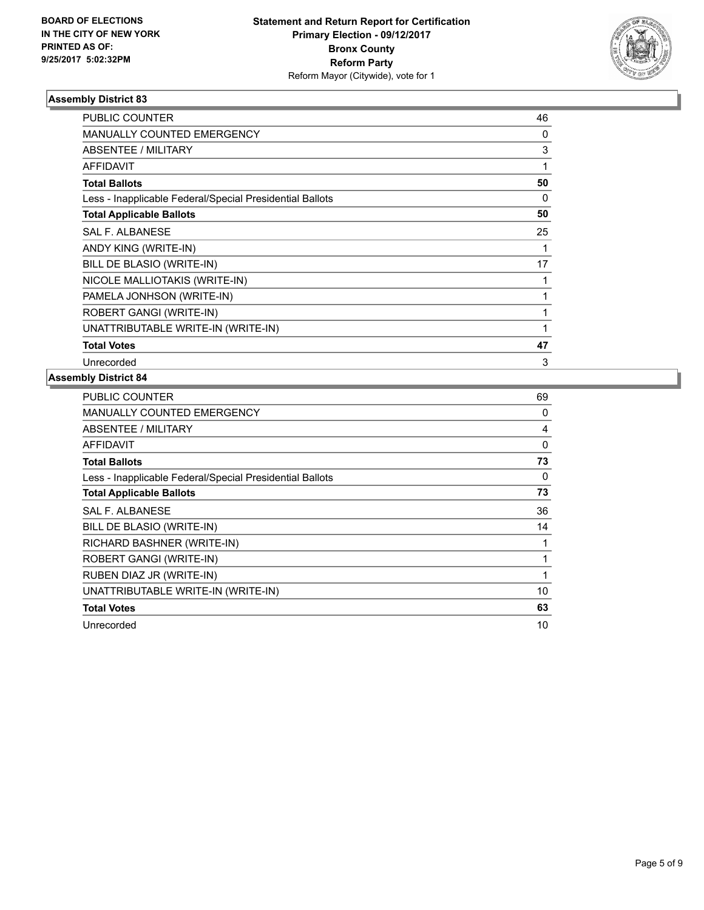**BOARD OF ELECTIONS IN THE CITY OF NEW YORK PRINTED AS OF: 9/25/2017 5:02:32PM**

**Statement and Return Report for Certification**
**Primary Election - 09/12/2017**
**Bronx County**
**Reform Party**
Reform Mayor (Citywide), vote for 1

### Assembly District 83

| | |
|---|---|
| PUBLIC COUNTER | 46 |
| MANUALLY COUNTED EMERGENCY | 0 |
| ABSENTEE / MILITARY | 3 |
| AFFIDAVIT | 1 |
| **Total Ballots** | **50** |
| Less - Inapplicable Federal/Special Presidential Ballots | 0 |
| **Total Applicable Ballots** | **50** |
| SAL F. ALBANESE | 25 |
| ANDY KING (WRITE-IN) | 1 |
| BILL DE BLASIO (WRITE-IN) | 17 |
| NICOLE MALLIOTAKIS (WRITE-IN) | 1 |
| PAMELA JONHSON (WRITE-IN) | 1 |
| ROBERT GANGI (WRITE-IN) | 1 |
| UNATTRIBUTABLE WRITE-IN (WRITE-IN) | 1 |
| **Total Votes** | **47** |
| Unrecorded | 3 |

### Assembly District 84

| | |
|---|---|
| PUBLIC COUNTER | 69 |
| MANUALLY COUNTED EMERGENCY | 0 |
| ABSENTEE / MILITARY | 4 |
| AFFIDAVIT | 0 |
| **Total Ballots** | **73** |
| Less - Inapplicable Federal/Special Presidential Ballots | 0 |
| **Total Applicable Ballots** | **73** |
| SAL F. ALBANESE | 36 |
| BILL DE BLASIO (WRITE-IN) | 14 |
| RICHARD BASHNER (WRITE-IN) | 1 |
| ROBERT GANGI (WRITE-IN) | 1 |
| RUBEN DIAZ JR (WRITE-IN) | 1 |
| UNATTRIBUTABLE WRITE-IN (WRITE-IN) | 10 |
| **Total Votes** | **63** |
| Unrecorded | 10 |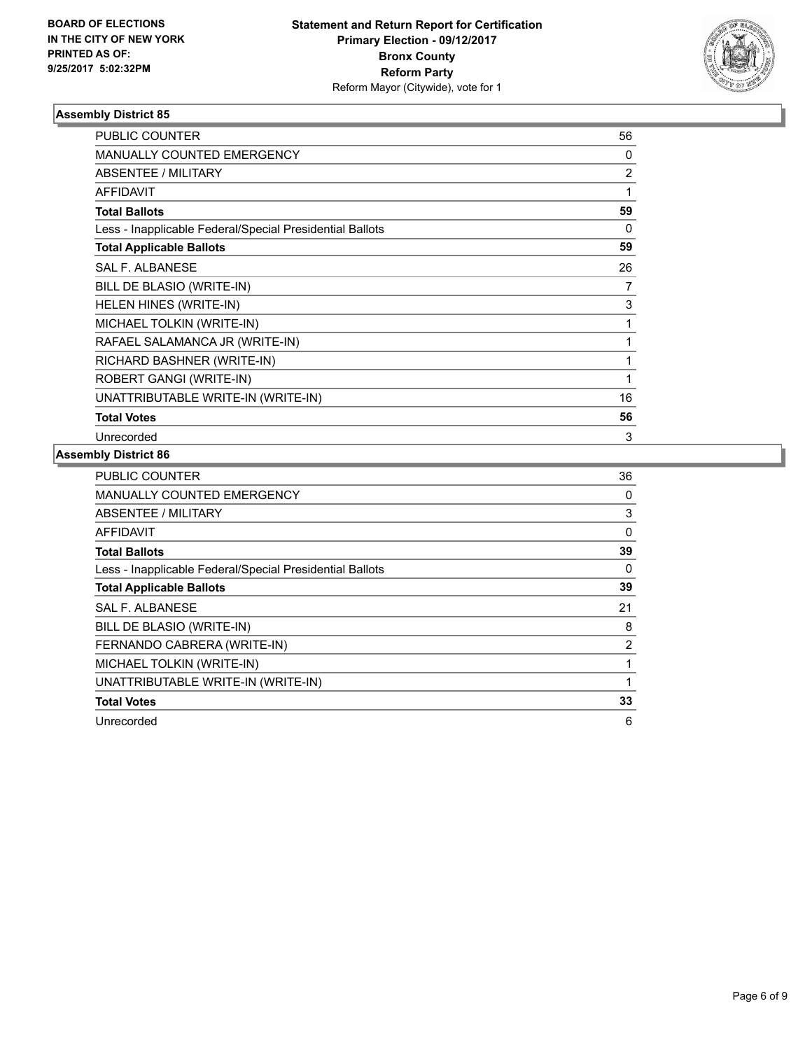**BOARD OF ELECTIONS IN THE CITY OF NEW YORK PRINTED AS OF: 9/25/2017 5:02:32PM**

**Statement and Return Report for Certification Primary Election - 09/12/2017 Bronx County Reform Party**

Reform Mayor (Citywide), vote for 1

### Assembly District 85

| | |
|---|---|
| PUBLIC COUNTER | 56 |
| MANUALLY COUNTED EMERGENCY | 0 |
| ABSENTEE / MILITARY | 2 |
| AFFIDAVIT | 1 |
| **Total Ballots** | **59** |
| Less - Inapplicable Federal/Special Presidential Ballots | 0 |
| **Total Applicable Ballots** | **59** |
| SAL F. ALBANESE | 26 |
| BILL DE BLASIO (WRITE-IN) | 7 |
| HELEN HINES (WRITE-IN) | 3 |
| MICHAEL TOLKIN (WRITE-IN) | 1 |
| RAFAEL SALAMANCA JR (WRITE-IN) | 1 |
| RICHARD BASHNER (WRITE-IN) | 1 |
| ROBERT GANGI (WRITE-IN) | 1 |
| UNATTRIBUTABLE WRITE-IN (WRITE-IN) | 16 |
| **Total Votes** | **56** |
| Unrecorded | 3 |

### Assembly District 86

| | |
|---|---|
| PUBLIC COUNTER | 36 |
| MANUALLY COUNTED EMERGENCY | 0 |
| ABSENTEE / MILITARY | 3 |
| AFFIDAVIT | 0 |
| **Total Ballots** | **39** |
| Less - Inapplicable Federal/Special Presidential Ballots | 0 |
| **Total Applicable Ballots** | **39** |
| SAL F. ALBANESE | 21 |
| BILL DE BLASIO (WRITE-IN) | 8 |
| FERNANDO CABRERA (WRITE-IN) | 2 |
| MICHAEL TOLKIN (WRITE-IN) | 1 |
| UNATTRIBUTABLE WRITE-IN (WRITE-IN) | 1 |
| **Total Votes** | **33** |
| Unrecorded | 6 |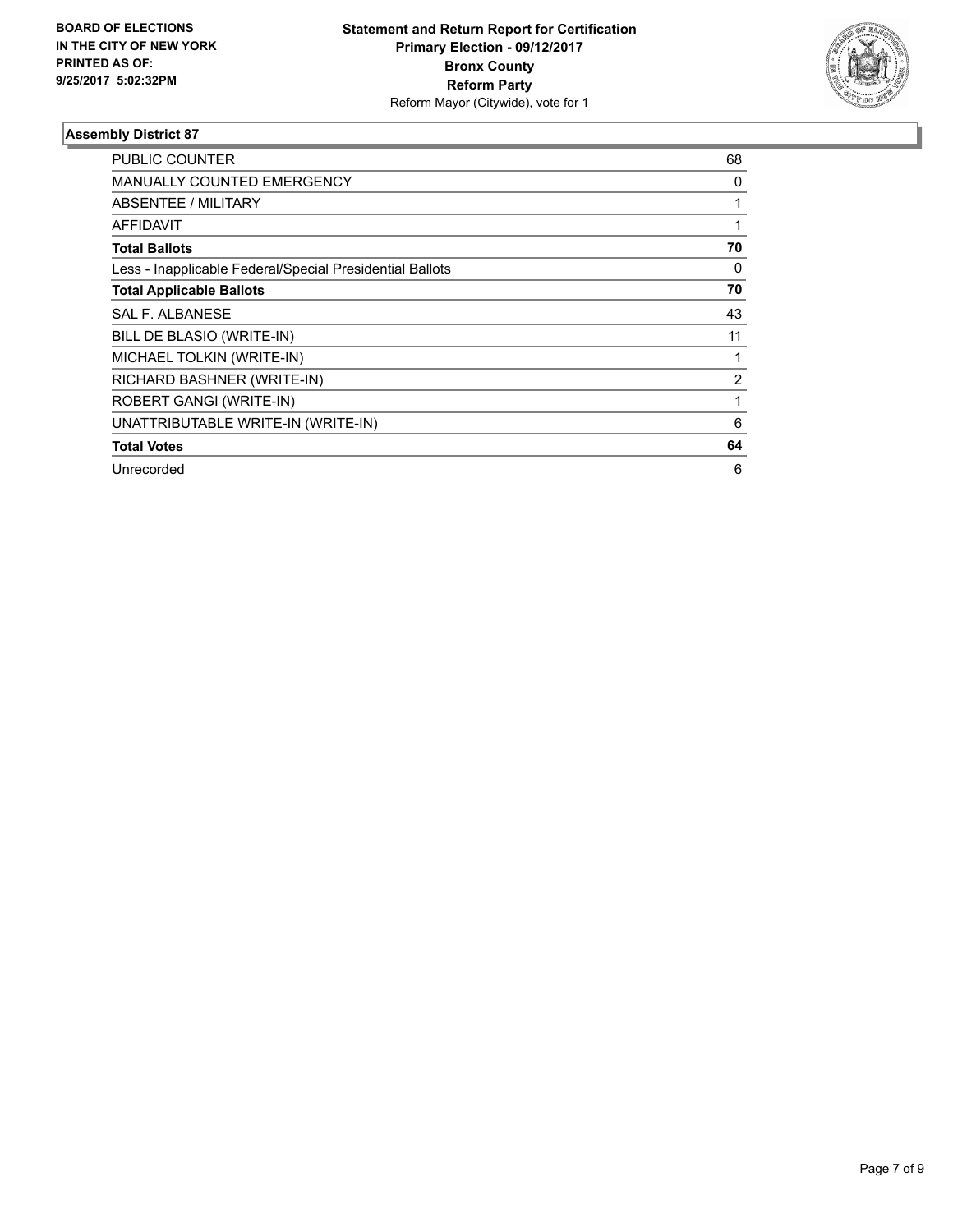**BOARD OF ELECTIONS IN THE CITY OF NEW YORK PRINTED AS OF: 9/25/2017 5:02:32PM**

**Statement and Return Report for Certification Primary Election - 09/12/2017 Bronx County Reform Party**
Reform Mayor (Citywide), vote for 1

### Assembly District 87

| | |
|---|---|
| PUBLIC COUNTER | 68 |
| MANUALLY COUNTED EMERGENCY | 0 |
| ABSENTEE / MILITARY | 1 |
| AFFIDAVIT | 1 |
| **Total Ballots** | **70** |
| Less - Inapplicable Federal/Special Presidential Ballots | 0 |
| **Total Applicable Ballots** | **70** |
| SAL F. ALBANESE | 43 |
| BILL DE BLASIO (WRITE-IN) | 11 |
| MICHAEL TOLKIN (WRITE-IN) | 1 |
| RICHARD BASHNER (WRITE-IN) | 2 |
| ROBERT GANGI (WRITE-IN) | 1 |
| UNATTRIBUTABLE WRITE-IN (WRITE-IN) | 6 |
| **Total Votes** | **64** |
| Unrecorded | 6 |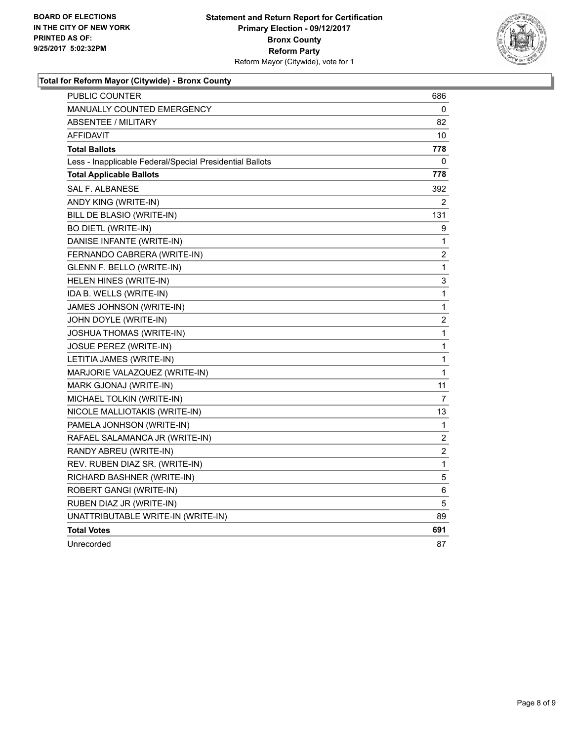BOARD OF ELECTIONS
IN THE CITY OF NEW YORK
PRINTED AS OF:
9/25/2017 5:02:32PM

**Statement and Return Report for Certification**
**Primary Election - 09/12/2017**
**Bronx County**
**Reform Party**
Reform Mayor (Citywide), vote for 1

### Total for Reform Mayor (Citywide) - Bronx County

| | |
|---|---|
| PUBLIC COUNTER | 686 |
| MANUALLY COUNTED EMERGENCY | 0 |
| ABSENTEE / MILITARY | 82 |
| AFFIDAVIT | 10 |
| **Total Ballots** | **778** |
| Less - Inapplicable Federal/Special Presidential Ballots | 0 |
| **Total Applicable Ballots** | **778** |
| SAL F. ALBANESE | 392 |
| ANDY KING (WRITE-IN) | 2 |
| BILL DE BLASIO (WRITE-IN) | 131 |
| BO DIETL (WRITE-IN) | 9 |
| DANISE INFANTE (WRITE-IN) | 1 |
| FERNANDO CABRERA (WRITE-IN) | 2 |
| GLENN F. BELLO (WRITE-IN) | 1 |
| HELEN HINES (WRITE-IN) | 3 |
| IDA B. WELLS (WRITE-IN) | 1 |
| JAMES JOHNSON (WRITE-IN) | 1 |
| JOHN DOYLE (WRITE-IN) | 2 |
| JOSHUA THOMAS (WRITE-IN) | 1 |
| JOSUE PEREZ (WRITE-IN) | 1 |
| LETITIA JAMES (WRITE-IN) | 1 |
| MARJORIE VALAZQUEZ (WRITE-IN) | 1 |
| MARK GJONAJ (WRITE-IN) | 11 |
| MICHAEL TOLKIN (WRITE-IN) | 7 |
| NICOLE MALLIOTAKIS (WRITE-IN) | 13 |
| PAMELA JONHSON (WRITE-IN) | 1 |
| RAFAEL SALAMANCA JR (WRITE-IN) | 2 |
| RANDY ABREU (WRITE-IN) | 2 |
| REV. RUBEN DIAZ SR. (WRITE-IN) | 1 |
| RICHARD BASHNER (WRITE-IN) | 5 |
| ROBERT GANGI (WRITE-IN) | 6 |
| RUBEN DIAZ JR (WRITE-IN) | 5 |
| UNATTRIBUTABLE WRITE-IN (WRITE-IN) | 89 |
| **Total Votes** | **691** |
| Unrecorded | 87 |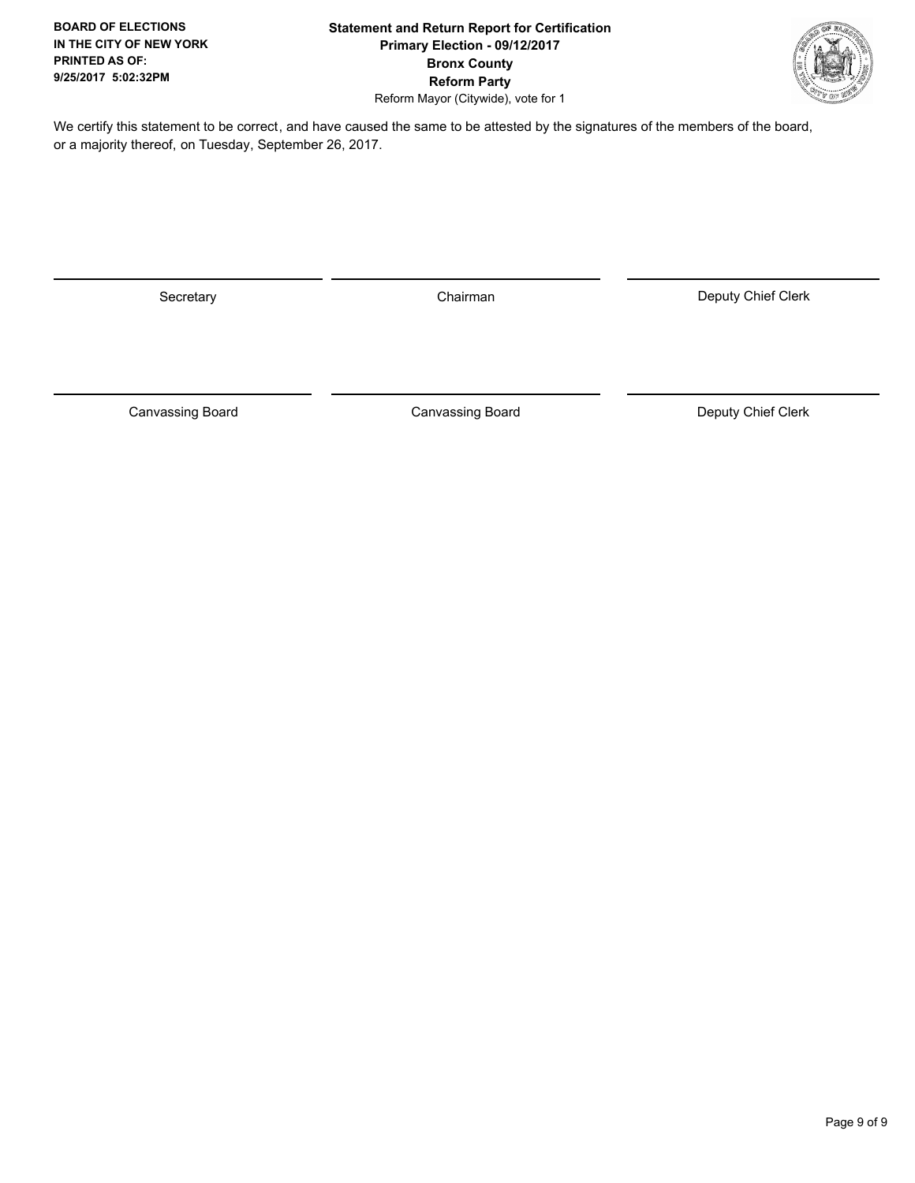**BOARD OF ELECTIONS**
**IN THE CITY OF NEW YORK**
**PRINTED AS OF:**
**9/25/2017 5:02:32PM**

**Statement and Return Report for Certification**
**Primary Election - 09/12/2017**
**Bronx County**
**Reform Party**
Reform Mayor (Citywide), vote for 1

We certify this statement to be correct, and have caused the same to be attested by the signatures of the members of the board, or a majority thereof, on Tuesday, September 26, 2017.

| | | |
|---|---|---|
| Secretary | Chairman | Deputy Chief Clerk |
| Canvassing Board | Canvassing Board | Deputy Chief Clerk |